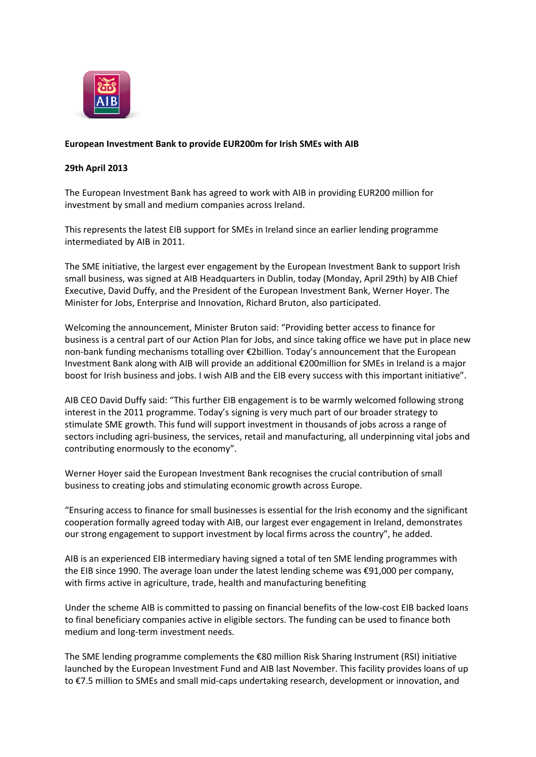**European Investment Bank to provide EUR200m for Irish SMEs with AIB**

**29th April 2013**

The European Investment Bank has agreed to work with AIB in providing EUR200 million for investment by small and medium companies across Ireland.

This represents the latest EIB support for SMEs in Ireland since an earlier lending programme intermediated by AIB in 2011.

The SME initiative, the largest ever engagement by the European Investment Bank to support Irish small business, was signed at AIB Headquarters in Dublin, today (Monday, April 29th) by AIB Chief Executive, David Duffy, and the President of the European Investment Bank, Werner Hoyer. The Minister for Jobs, Enterprise and Innovation, Richard Bruton, also participated.

Welcoming the announcement, Minister Bruton said: "Providing better access to finance for business is a central part of our Action Plan for Jobs, and since taking office we have put in place new non-bank funding mechanisms totalling over €2billion. Today's announcement that the European Investment Bank along with AIB will provide an additional €200million for SMEs in Ireland is a major boost for Irish business and jobs. I wish AIB and the EIB every success with this important initiative".

AIB CEO David Duffy said: "This further EIB engagement is to be warmly welcomed following strong interest in the 2011 programme. Today's signing is very much part of our broader strategy to stimulate SME growth. This fund will support investment in thousands of jobs across a range of sectors including agri-business, the services, retail and manufacturing, all underpinning vital jobs and contributing enormously to the economy".

Werner Hoyer said the European Investment Bank recognises the crucial contribution of small business to creating jobs and stimulating economic growth across Europe.

"Ensuring access to finance for small businesses is essential for the Irish economy and the significant cooperation formally agreed today with AIB, our largest ever engagement in Ireland, demonstrates our strong engagement to support investment by local firms across the country", he added.

AIB is an experienced EIB intermediary having signed a total of ten SME lending programmes with the EIB since 1990. The average loan under the latest lending scheme was €91,000 per company, with firms active in agriculture, trade, health and manufacturing benefiting

Under the scheme AIB is committed to passing on financial benefits of the low-cost EIB backed loans to final beneficiary companies active in eligible sectors. The funding can be used to finance both medium and long-term investment needs.

The SME lending programme complements the €80 million Risk Sharing Instrument (RSI) initiative launched by the European Investment Fund and AIB last November. This facility provides loans of up to €7.5 million to SMEs and small mid-caps undertaking research, development or innovation, and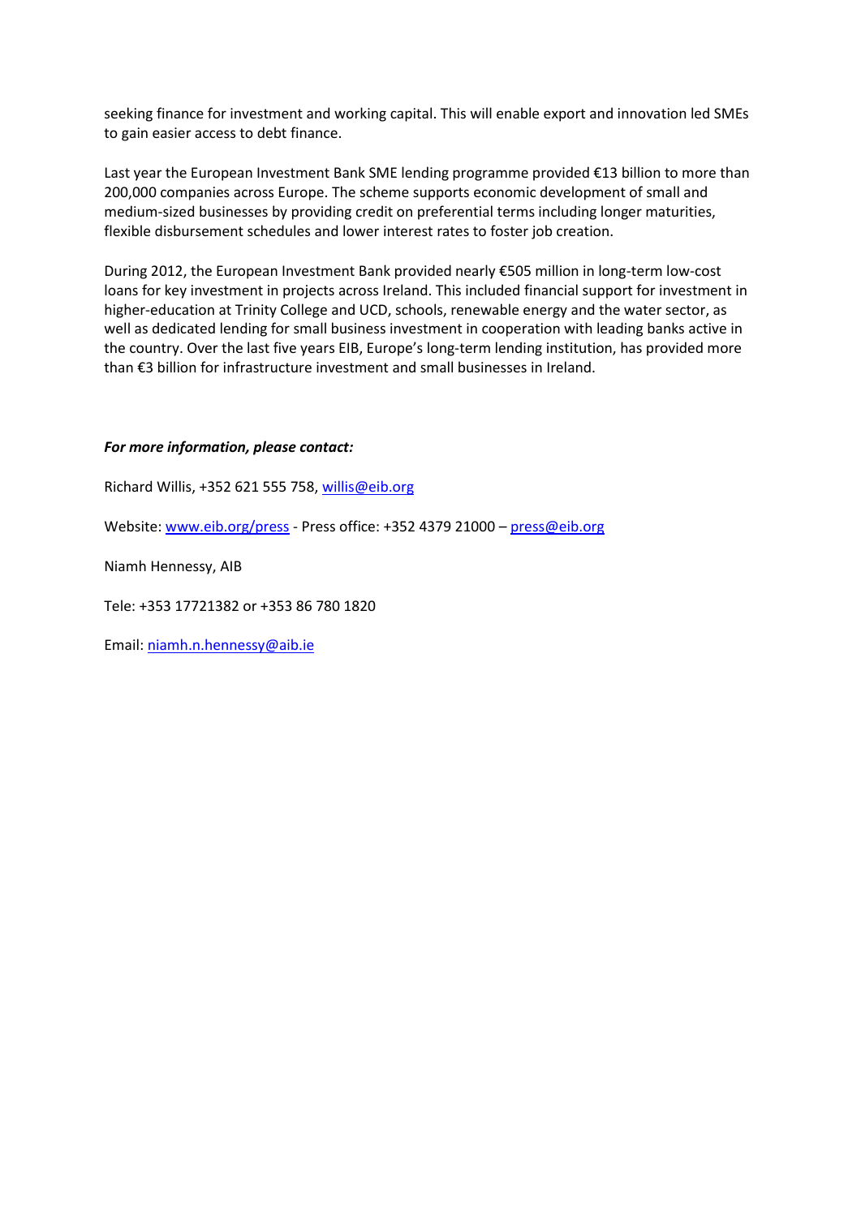seeking finance for investment and working capital. This will enable export and innovation led SMEs to gain easier access to debt finance.

Last year the European Investment Bank SME lending programme provided €13 billion to more than 200,000 companies across Europe. The scheme supports economic development of small and medium-sized businesses by providing credit on preferential terms including longer maturities, flexible disbursement schedules and lower interest rates to foster job creation.

During 2012, the European Investment Bank provided nearly €505 million in long-term low-cost loans for key investment in projects across Ireland. This included financial support for investment in higher-education at Trinity College and UCD, schools, renewable energy and the water sector, as well as dedicated lending for small business investment in cooperation with leading banks active in the country. Over the last five years EIB, Europe's long-term lending institution, has provided more than €3 billion for infrastructure investment and small businesses in Ireland.

***For more information, please contact:***

Richard Willis, +352 621 555 758, willis@eib.org

Website: www.eib.org/press - Press office: +352 4379 21000 – press@eib.org

Niamh Hennessy, AIB

Tele: +353 17721382 or +353 86 780 1820

Email: niamh.n.hennessy@aib.ie